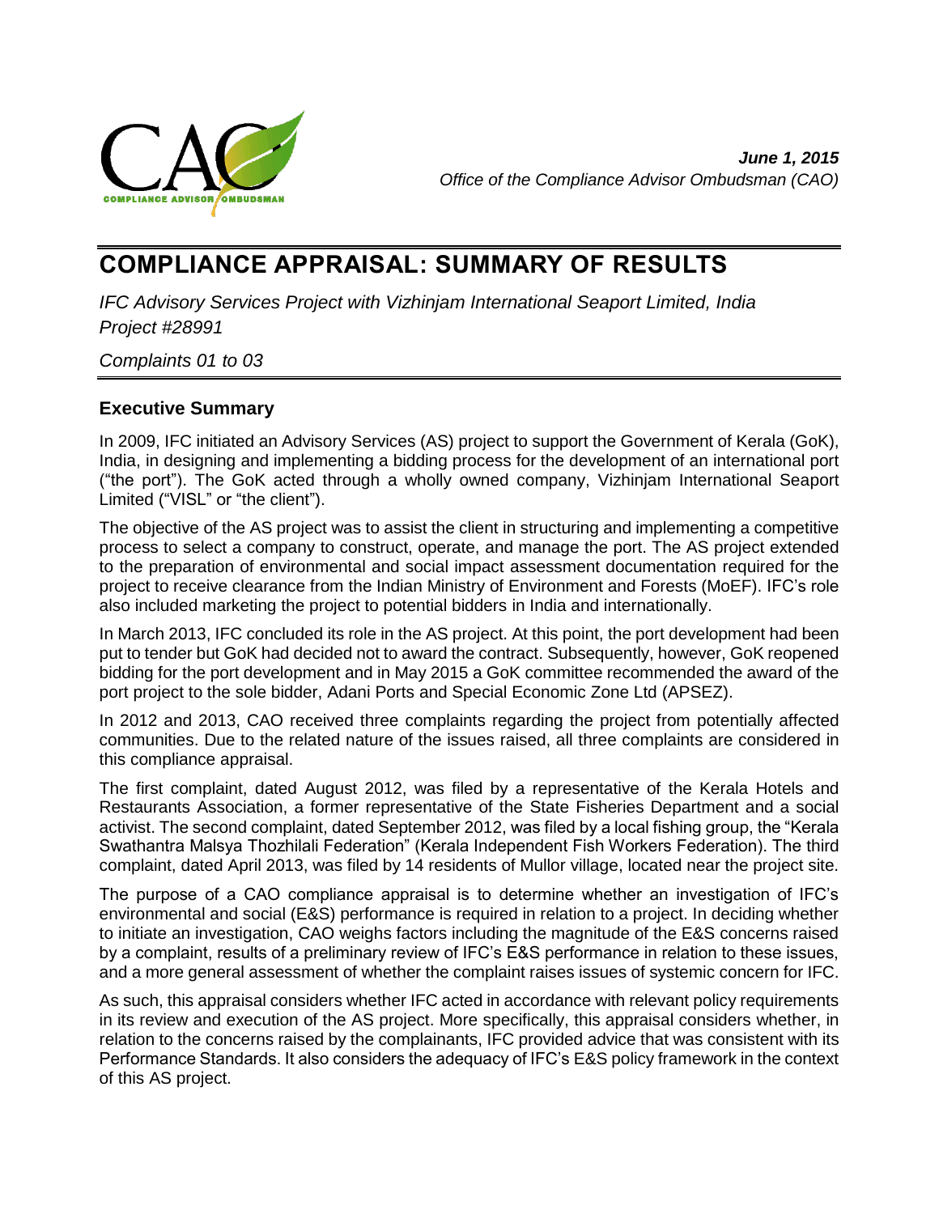*June 1, 2015*
*Office of the Compliance Advisor Ombudsman (CAO)*

# COMPLIANCE APPRAISAL: SUMMARY OF RESULTS

*IFC Advisory Services Project with Vizhinjam International Seaport Limited, India*
*Project #28991*

*Complaints 01 to 03*

## Executive Summary

In 2009, IFC initiated an Advisory Services (AS) project to support the Government of Kerala (GoK), India, in designing and implementing a bidding process for the development of an international port ("the port"). The GoK acted through a wholly owned company, Vizhinjam International Seaport Limited ("VISL" or "the client").

The objective of the AS project was to assist the client in structuring and implementing a competitive process to select a company to construct, operate, and manage the port. The AS project extended to the preparation of environmental and social impact assessment documentation required for the project to receive clearance from the Indian Ministry of Environment and Forests (MoEF). IFC's role also included marketing the project to potential bidders in India and internationally.

In March 2013, IFC concluded its role in the AS project. At this point, the port development had been put to tender but GoK had decided not to award the contract. Subsequently, however, GoK reopened bidding for the port development and in May 2015 a GoK committee recommended the award of the port project to the sole bidder, Adani Ports and Special Economic Zone Ltd (APSEZ).

In 2012 and 2013, CAO received three complaints regarding the project from potentially affected communities. Due to the related nature of the issues raised, all three complaints are considered in this compliance appraisal.

The first complaint, dated August 2012, was filed by a representative of the Kerala Hotels and Restaurants Association, a former representative of the State Fisheries Department and a social activist. The second complaint, dated September 2012, was filed by a local fishing group, the "Kerala Swathantra Malsya Thozhilali Federation" (Kerala Independent Fish Workers Federation). The third complaint, dated April 2013, was filed by 14 residents of Mullor village, located near the project site.

The purpose of a CAO compliance appraisal is to determine whether an investigation of IFC's environmental and social (E&S) performance is required in relation to a project. In deciding whether to initiate an investigation, CAO weighs factors including the magnitude of the E&S concerns raised by a complaint, results of a preliminary review of IFC's E&S performance in relation to these issues, and a more general assessment of whether the complaint raises issues of systemic concern for IFC.

As such, this appraisal considers whether IFC acted in accordance with relevant policy requirements in its review and execution of the AS project. More specifically, this appraisal considers whether, in relation to the concerns raised by the complainants, IFC provided advice that was consistent with its Performance Standards. It also considers the adequacy of IFC's E&S policy framework in the context of this AS project.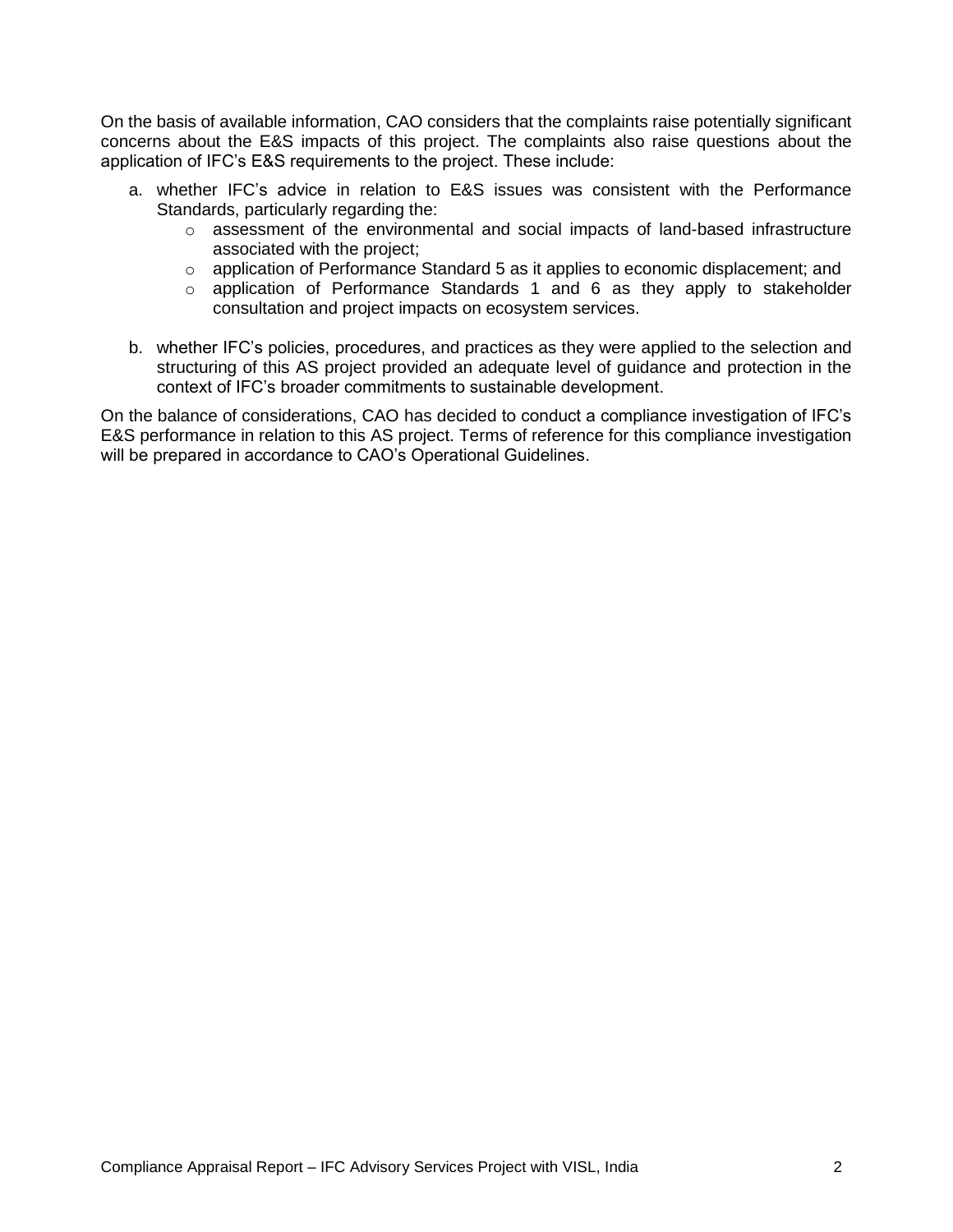On the basis of available information, CAO considers that the complaints raise potentially significant concerns about the E&S impacts of this project. The complaints also raise questions about the application of IFC's E&S requirements to the project. These include:

a. whether IFC's advice in relation to E&S issues was consistent with the Performance Standards, particularly regarding the:
    - assessment of the environmental and social impacts of land-based infrastructure associated with the project;
    - application of Performance Standard 5 as it applies to economic displacement; and
    - application of Performance Standards 1 and 6 as they apply to stakeholder consultation and project impacts on ecosystem services.

b. whether IFC's policies, procedures, and practices as they were applied to the selection and structuring of this AS project provided an adequate level of guidance and protection in the context of IFC's broader commitments to sustainable development.

On the balance of considerations, CAO has decided to conduct a compliance investigation of IFC's E&S performance in relation to this AS project. Terms of reference for this compliance investigation will be prepared in accordance to CAO's Operational Guidelines.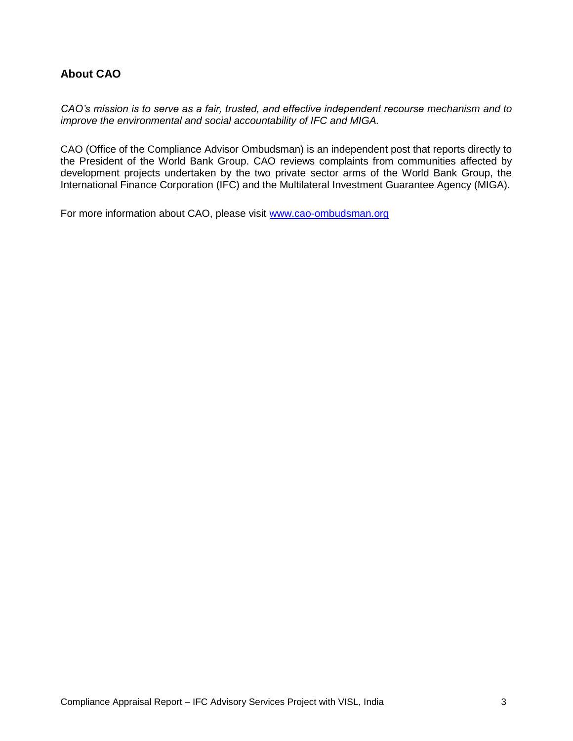## About CAO

*CAO's mission is to serve as a fair, trusted, and effective independent recourse mechanism and to improve the environmental and social accountability of IFC and MIGA.*

CAO (Office of the Compliance Advisor Ombudsman) is an independent post that reports directly to the President of the World Bank Group. CAO reviews complaints from communities affected by development projects undertaken by the two private sector arms of the World Bank Group, the International Finance Corporation (IFC) and the Multilateral Investment Guarantee Agency (MIGA).

For more information about CAO, please visit [www.cao-ombudsman.org](http://www.cao-ombudsman.org)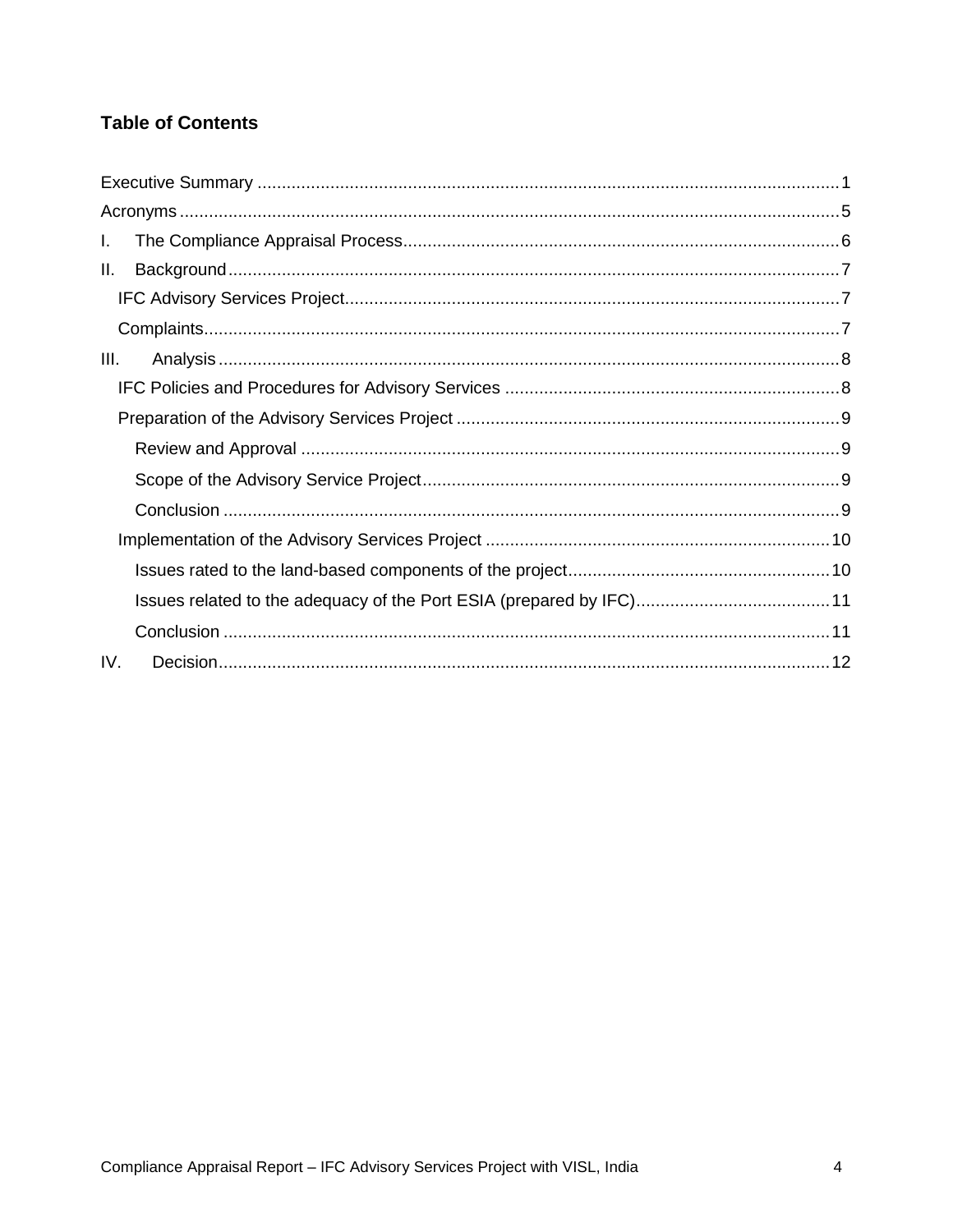## Table of Contents

Executive Summary ....................................................................................................................... 1
Acronyms ....................................................................................................................................... 5
I. The Compliance Appraisal Process ......................................................................................... 6
II. Background ............................................................................................................................. 7
  IFC Advisory Services Project ..................................................................................................... 7
  Complaints .................................................................................................................................. 7
III. Analysis ................................................................................................................................. 8
  IFC Policies and Procedures for Advisory Services .................................................................... 8
  Preparation of the Advisory Services Project .............................................................................. 9
    Review and Approval ............................................................................................................. 9
    Scope of the Advisory Service Project .................................................................................... 9
    Conclusion ............................................................................................................................. 9
  Implementation of the Advisory Services Project ...................................................................... 10
    Issues rated to the land-based components of the project ..................................................... 10
    Issues related to the adequacy of the Port ESIA (prepared by IFC) ....................................... 11
    Conclusion ........................................................................................................................... 11
IV. Decision ............................................................................................................................... 12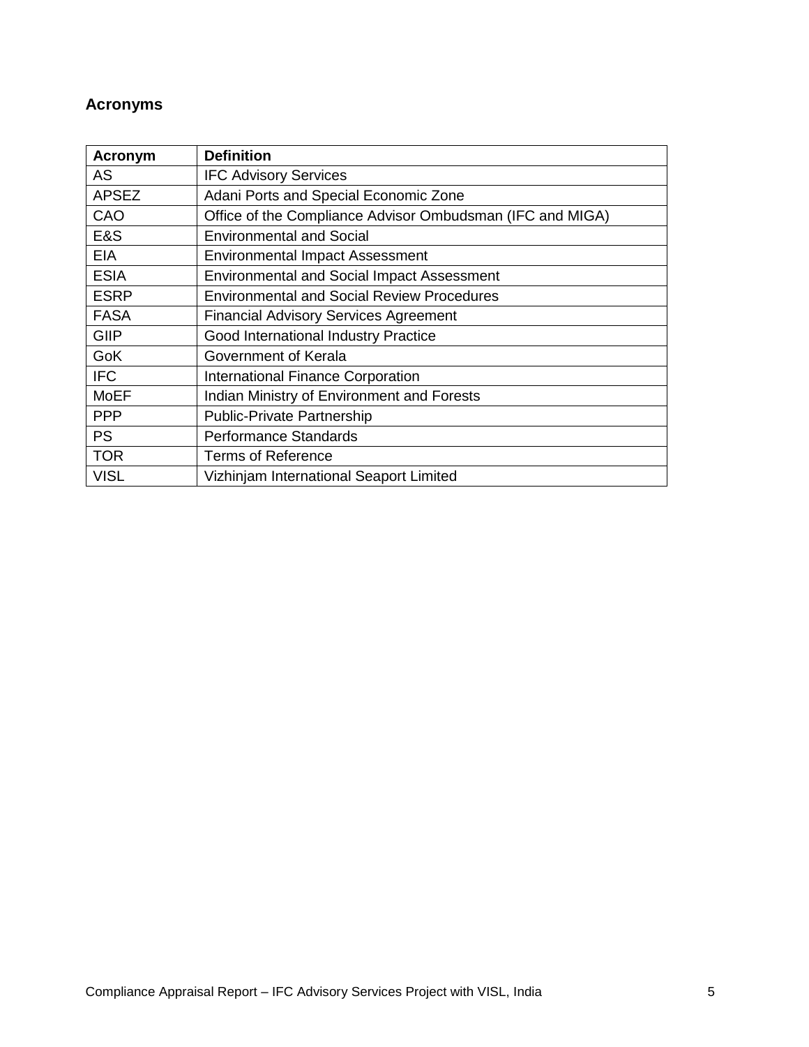## Acronyms

| Acronym | Definition |
| --- | --- |
| AS | IFC Advisory Services |
| APSEZ | Adani Ports and Special Economic Zone |
| CAO | Office of the Compliance Advisor Ombudsman (IFC and MIGA) |
| E&S | Environmental and Social |
| EIA | Environmental Impact Assessment |
| ESIA | Environmental and Social Impact Assessment |
| ESRP | Environmental and Social Review Procedures |
| FASA | Financial Advisory Services Agreement |
| GIIP | Good International Industry Practice |
| GoK | Government of Kerala |
| IFC | International Finance Corporation |
| MoEF | Indian Ministry of Environment and Forests |
| PPP | Public-Private Partnership |
| PS | Performance Standards |
| TOR | Terms of Reference |
| VISL | Vizhinjam International Seaport Limited |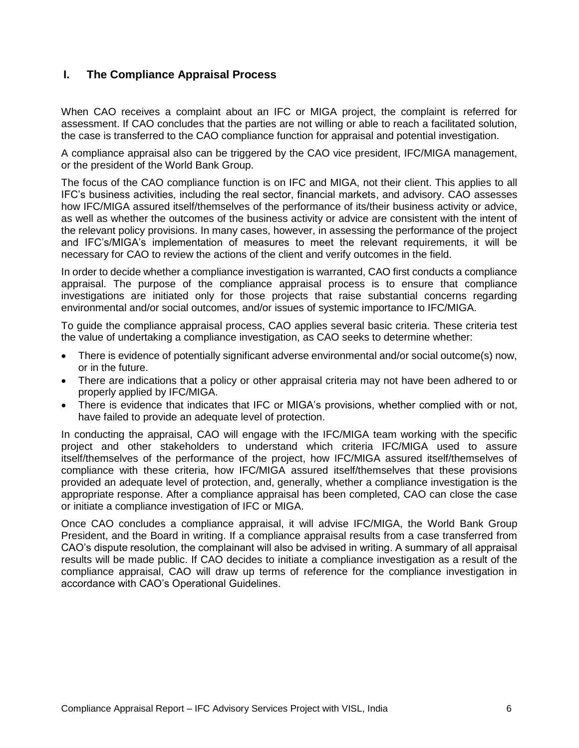## I. The Compliance Appraisal Process

When CAO receives a complaint about an IFC or MIGA project, the complaint is referred for assessment. If CAO concludes that the parties are not willing or able to reach a facilitated solution, the case is transferred to the CAO compliance function for appraisal and potential investigation.

A compliance appraisal also can be triggered by the CAO vice president, IFC/MIGA management, or the president of the World Bank Group.

The focus of the CAO compliance function is on IFC and MIGA, not their client. This applies to all IFC's business activities, including the real sector, financial markets, and advisory. CAO assesses how IFC/MIGA assured itself/themselves of the performance of its/their business activity or advice, as well as whether the outcomes of the business activity or advice are consistent with the intent of the relevant policy provisions. In many cases, however, in assessing the performance of the project and IFC's/MIGA's implementation of measures to meet the relevant requirements, it will be necessary for CAO to review the actions of the client and verify outcomes in the field.

In order to decide whether a compliance investigation is warranted, CAO first conducts a compliance appraisal. The purpose of the compliance appraisal process is to ensure that compliance investigations are initiated only for those projects that raise substantial concerns regarding environmental and/or social outcomes, and/or issues of systemic importance to IFC/MIGA.

To guide the compliance appraisal process, CAO applies several basic criteria. These criteria test the value of undertaking a compliance investigation, as CAO seeks to determine whether:

- There is evidence of potentially significant adverse environmental and/or social outcome(s) now, or in the future.
- There are indications that a policy or other appraisal criteria may not have been adhered to or properly applied by IFC/MIGA.
- There is evidence that indicates that IFC or MIGA's provisions, whether complied with or not, have failed to provide an adequate level of protection.

In conducting the appraisal, CAO will engage with the IFC/MIGA team working with the specific project and other stakeholders to understand which criteria IFC/MIGA used to assure itself/themselves of the performance of the project, how IFC/MIGA assured itself/themselves of compliance with these criteria, how IFC/MIGA assured itself/themselves that these provisions provided an adequate level of protection, and, generally, whether a compliance investigation is the appropriate response. After a compliance appraisal has been completed, CAO can close the case or initiate a compliance investigation of IFC or MIGA.

Once CAO concludes a compliance appraisal, it will advise IFC/MIGA, the World Bank Group President, and the Board in writing. If a compliance appraisal results from a case transferred from CAO's dispute resolution, the complainant will also be advised in writing. A summary of all appraisal results will be made public. If CAO decides to initiate a compliance investigation as a result of the compliance appraisal, CAO will draw up terms of reference for the compliance investigation in accordance with CAO's Operational Guidelines.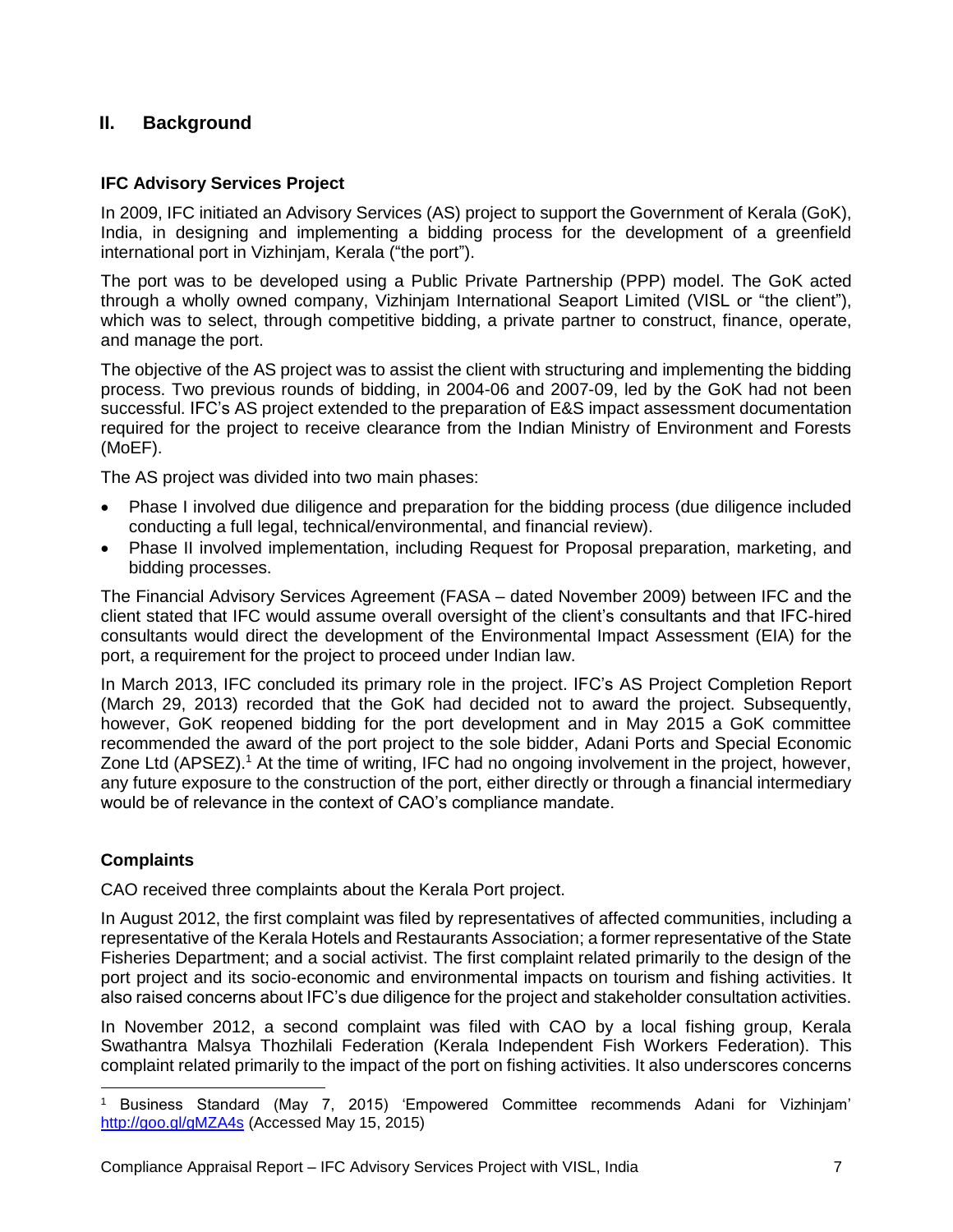## II. Background

### IFC Advisory Services Project

In 2009, IFC initiated an Advisory Services (AS) project to support the Government of Kerala (GoK), India, in designing and implementing a bidding process for the development of a greenfield international port in Vizhinjam, Kerala ("the port").

The port was to be developed using a Public Private Partnership (PPP) model. The GoK acted through a wholly owned company, Vizhinjam International Seaport Limited (VISL or "the client"), which was to select, through competitive bidding, a private partner to construct, finance, operate, and manage the port.

The objective of the AS project was to assist the client with structuring and implementing the bidding process. Two previous rounds of bidding, in 2004-06 and 2007-09, led by the GoK had not been successful. IFC's AS project extended to the preparation of E&S impact assessment documentation required for the project to receive clearance from the Indian Ministry of Environment and Forests (MoEF).

The AS project was divided into two main phases:

- Phase I involved due diligence and preparation for the bidding process (due diligence included conducting a full legal, technical/environmental, and financial review).
- Phase II involved implementation, including Request for Proposal preparation, marketing, and bidding processes.

The Financial Advisory Services Agreement (FASA – dated November 2009) between IFC and the client stated that IFC would assume overall oversight of the client's consultants and that IFC-hired consultants would direct the development of the Environmental Impact Assessment (EIA) for the port, a requirement for the project to proceed under Indian law.

In March 2013, IFC concluded its primary role in the project. IFC's AS Project Completion Report (March 29, 2013) recorded that the GoK had decided not to award the project. Subsequently, however, GoK reopened bidding for the port development and in May 2015 a GoK committee recommended the award of the port project to the sole bidder, Adani Ports and Special Economic Zone Ltd (APSEZ).[1] At the time of writing, IFC had no ongoing involvement in the project, however, any future exposure to the construction of the port, either directly or through a financial intermediary would be of relevance in the context of CAO's compliance mandate.

### Complaints

CAO received three complaints about the Kerala Port project.

In August 2012, the first complaint was filed by representatives of affected communities, including a representative of the Kerala Hotels and Restaurants Association; a former representative of the State Fisheries Department; and a social activist. The first complaint related primarily to the design of the port project and its socio-economic and environmental impacts on tourism and fishing activities. It also raised concerns about IFC's due diligence for the project and stakeholder consultation activities.

In November 2012, a second complaint was filed with CAO by a local fishing group, Kerala Swathantra Malsya Thozhilali Federation (Kerala Independent Fish Workers Federation). This complaint related primarily to the impact of the port on fishing activities. It also underscores concerns

[1] Business Standard (May 7, 2015) 'Empowered Committee recommends Adani for Vizhinjam' http://goo.gl/gMZA4s (Accessed May 15, 2015)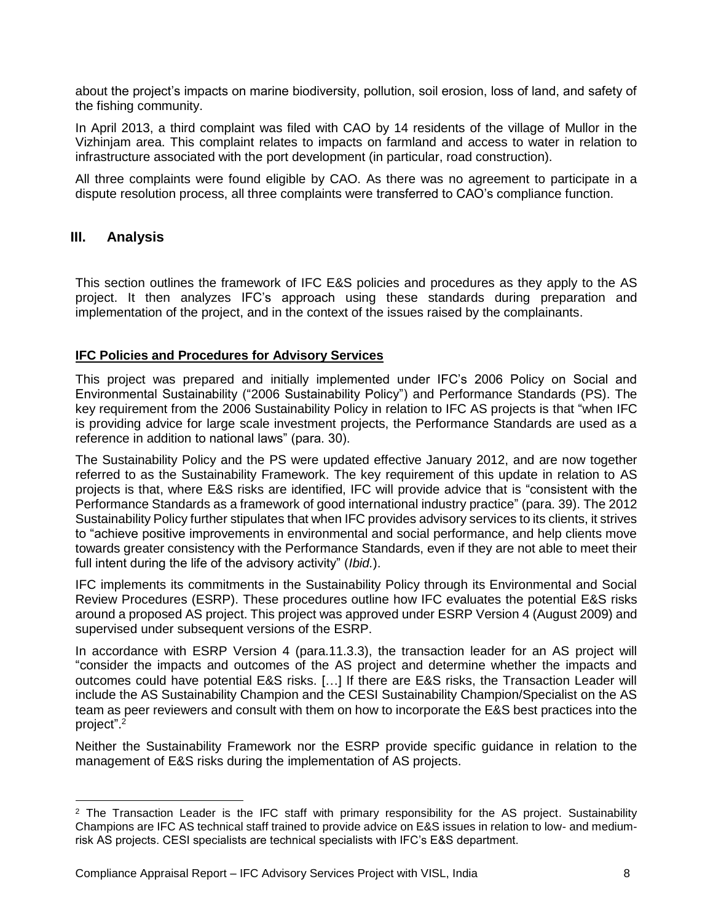about the project's impacts on marine biodiversity, pollution, soil erosion, loss of land, and safety of the fishing community.

In April 2013, a third complaint was filed with CAO by 14 residents of the village of Mullor in the Vizhinjam area. This complaint relates to impacts on farmland and access to water in relation to infrastructure associated with the port development (in particular, road construction).

All three complaints were found eligible by CAO. As there was no agreement to participate in a dispute resolution process, all three complaints were transferred to CAO's compliance function.

## III. Analysis

This section outlines the framework of IFC E&S policies and procedures as they apply to the AS project. It then analyzes IFC's approach using these standards during preparation and implementation of the project, and in the context of the issues raised by the complainants.

### IFC Policies and Procedures for Advisory Services

This project was prepared and initially implemented under IFC's 2006 Policy on Social and Environmental Sustainability ("2006 Sustainability Policy") and Performance Standards (PS). The key requirement from the 2006 Sustainability Policy in relation to IFC AS projects is that "when IFC is providing advice for large scale investment projects, the Performance Standards are used as a reference in addition to national laws" (para. 30).

The Sustainability Policy and the PS were updated effective January 2012, and are now together referred to as the Sustainability Framework. The key requirement of this update in relation to AS projects is that, where E&S risks are identified, IFC will provide advice that is "consistent with the Performance Standards as a framework of good international industry practice" (para. 39). The 2012 Sustainability Policy further stipulates that when IFC provides advisory services to its clients, it strives to "achieve positive improvements in environmental and social performance, and help clients move towards greater consistency with the Performance Standards, even if they are not able to meet their full intent during the life of the advisory activity" (*Ibid.*).

IFC implements its commitments in the Sustainability Policy through its Environmental and Social Review Procedures (ESRP). These procedures outline how IFC evaluates the potential E&S risks around a proposed AS project. This project was approved under ESRP Version 4 (August 2009) and supervised under subsequent versions of the ESRP.

In accordance with ESRP Version 4 (para.11.3.3), the transaction leader for an AS project will "consider the impacts and outcomes of the AS project and determine whether the impacts and outcomes could have potential E&S risks. […] If there are E&S risks, the Transaction Leader will include the AS Sustainability Champion and the CESI Sustainability Champion/Specialist on the AS team as peer reviewers and consult with them on how to incorporate the E&S best practices into the project".[2]

Neither the Sustainability Framework nor the ESRP provide specific guidance in relation to the management of E&S risks during the implementation of AS projects.

[2] The Transaction Leader is the IFC staff with primary responsibility for the AS project. Sustainability Champions are IFC AS technical staff trained to provide advice on E&S issues in relation to low- and medium-risk AS projects. CESI specialists are technical specialists with IFC's E&S department.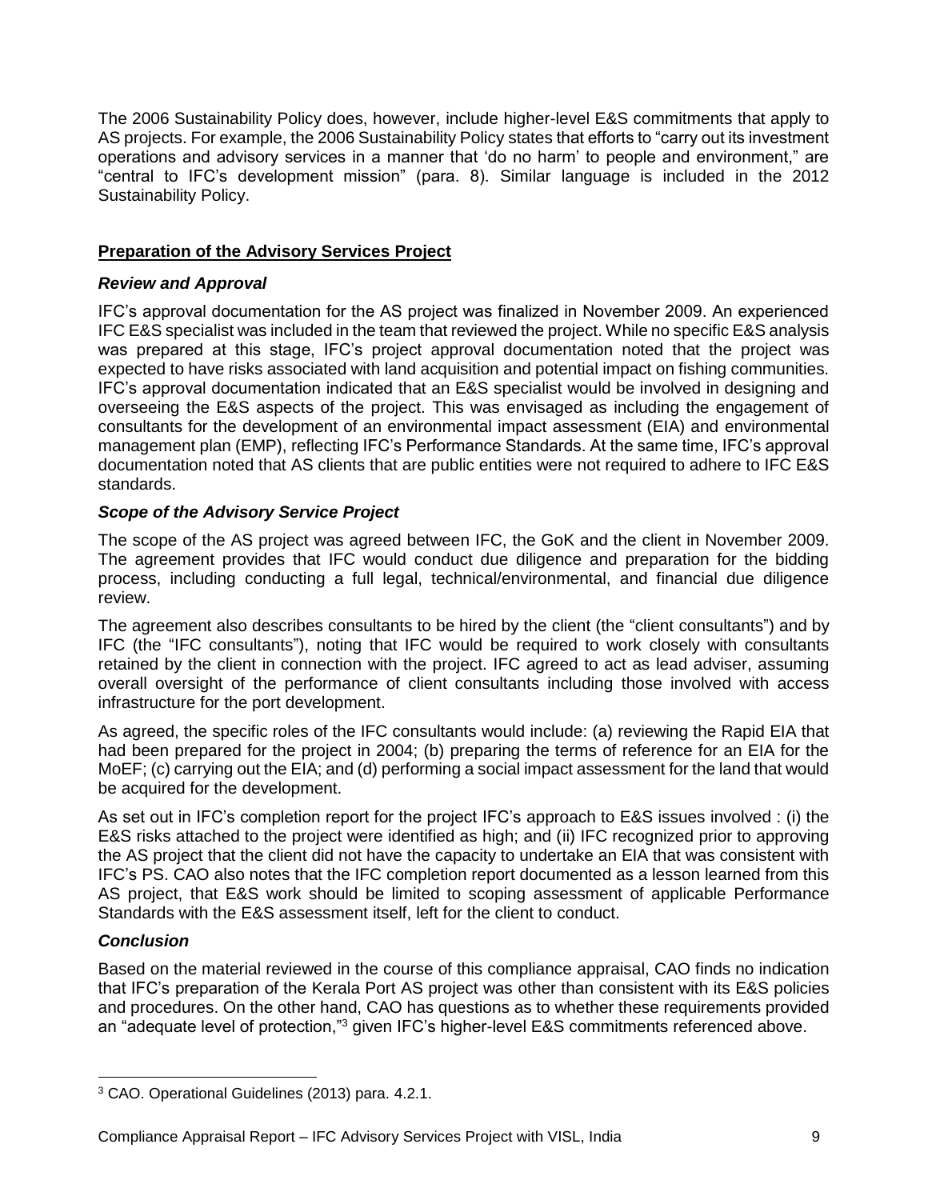The 2006 Sustainability Policy does, however, include higher-level E&S commitments that apply to AS projects. For example, the 2006 Sustainability Policy states that efforts to "carry out its investment operations and advisory services in a manner that 'do no harm' to people and environment," are "central to IFC's development mission" (para. 8). Similar language is included in the 2012 Sustainability Policy.

## Preparation of the Advisory Services Project

### *Review and Approval*

IFC's approval documentation for the AS project was finalized in November 2009. An experienced IFC E&S specialist was included in the team that reviewed the project. While no specific E&S analysis was prepared at this stage, IFC's project approval documentation noted that the project was expected to have risks associated with land acquisition and potential impact on fishing communities. IFC's approval documentation indicated that an E&S specialist would be involved in designing and overseeing the E&S aspects of the project. This was envisaged as including the engagement of consultants for the development of an environmental impact assessment (EIA) and environmental management plan (EMP), reflecting IFC's Performance Standards. At the same time, IFC's approval documentation noted that AS clients that are public entities were not required to adhere to IFC E&S standards.

### *Scope of the Advisory Service Project*

The scope of the AS project was agreed between IFC, the GoK and the client in November 2009. The agreement provides that IFC would conduct due diligence and preparation for the bidding process, including conducting a full legal, technical/environmental, and financial due diligence review.

The agreement also describes consultants to be hired by the client (the "client consultants") and by IFC (the "IFC consultants"), noting that IFC would be required to work closely with consultants retained by the client in connection with the project. IFC agreed to act as lead adviser, assuming overall oversight of the performance of client consultants including those involved with access infrastructure for the port development.

As agreed, the specific roles of the IFC consultants would include: (a) reviewing the Rapid EIA that had been prepared for the project in 2004; (b) preparing the terms of reference for an EIA for the MoEF; (c) carrying out the EIA; and (d) performing a social impact assessment for the land that would be acquired for the development.

As set out in IFC's completion report for the project IFC's approach to E&S issues involved : (i) the E&S risks attached to the project were identified as high; and (ii) IFC recognized prior to approving the AS project that the client did not have the capacity to undertake an EIA that was consistent with IFC's PS. CAO also notes that the IFC completion report documented as a lesson learned from this AS project, that E&S work should be limited to scoping assessment of applicable Performance Standards with the E&S assessment itself, left for the client to conduct.

### *Conclusion*

Based on the material reviewed in the course of this compliance appraisal, CAO finds no indication that IFC's preparation of the Kerala Port AS project was other than consistent with its E&S policies and procedures. On the other hand, CAO has questions as to whether these requirements provided an "adequate level of protection,"[3] given IFC's higher-level E&S commitments referenced above.

---

[3] CAO. Operational Guidelines (2013) para. 4.2.1.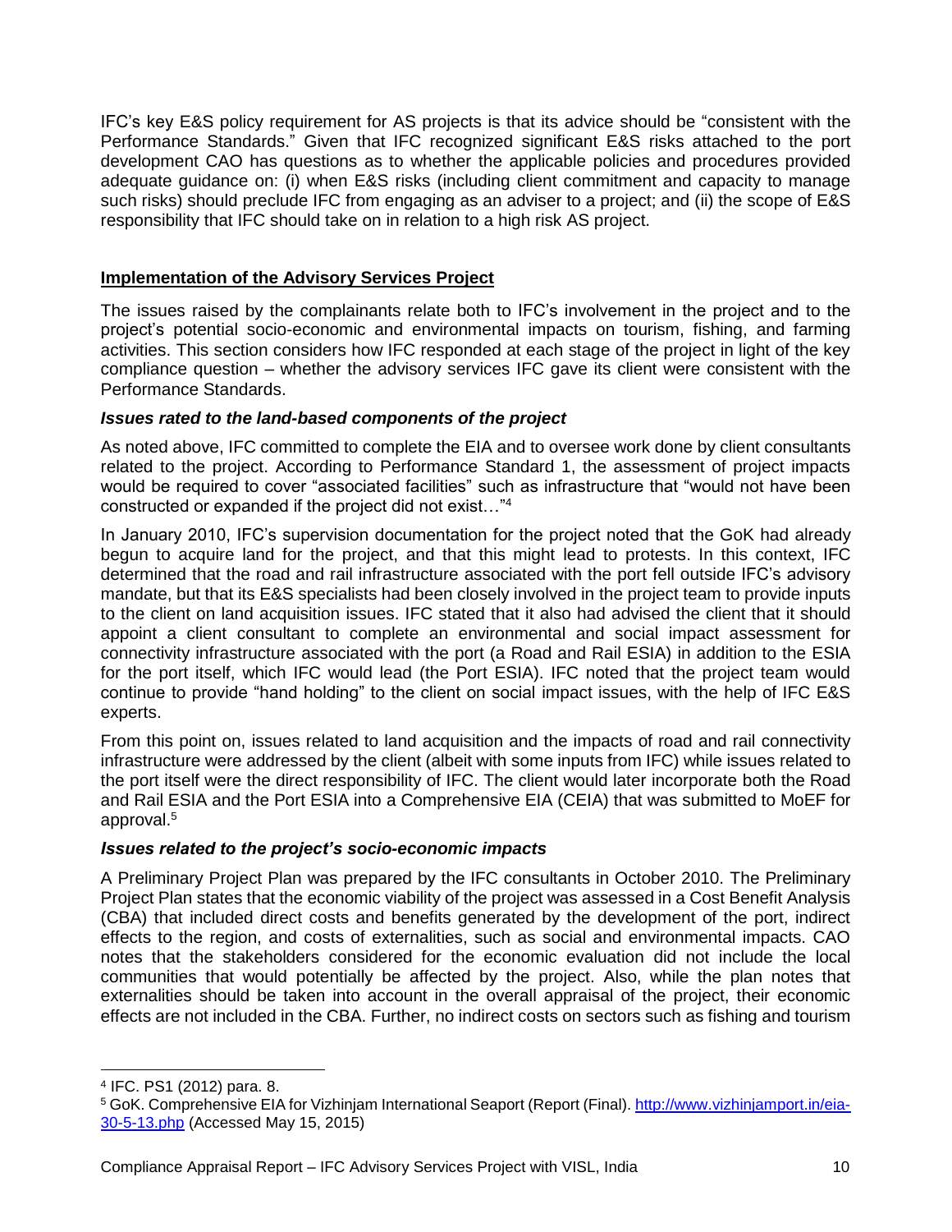IFC's key E&S policy requirement for AS projects is that its advice should be "consistent with the Performance Standards." Given that IFC recognized significant E&S risks attached to the port development CAO has questions as to whether the applicable policies and procedures provided adequate guidance on: (i) when E&S risks (including client commitment and capacity to manage such risks) should preclude IFC from engaging as an adviser to a project; and (ii) the scope of E&S responsibility that IFC should take on in relation to a high risk AS project.

## Implementation of the Advisory Services Project

The issues raised by the complainants relate both to IFC's involvement in the project and to the project's potential socio-economic and environmental impacts on tourism, fishing, and farming activities. This section considers how IFC responded at each stage of the project in light of the key compliance question – whether the advisory services IFC gave its client were consistent with the Performance Standards.

### *Issues rated to the land-based components of the project*

As noted above, IFC committed to complete the EIA and to oversee work done by client consultants related to the project. According to Performance Standard 1, the assessment of project impacts would be required to cover "associated facilities" such as infrastructure that "would not have been constructed or expanded if the project did not exist…"[4]

In January 2010, IFC's supervision documentation for the project noted that the GoK had already begun to acquire land for the project, and that this might lead to protests. In this context, IFC determined that the road and rail infrastructure associated with the port fell outside IFC's advisory mandate, but that its E&S specialists had been closely involved in the project team to provide inputs to the client on land acquisition issues. IFC stated that it also had advised the client that it should appoint a client consultant to complete an environmental and social impact assessment for connectivity infrastructure associated with the port (a Road and Rail ESIA) in addition to the ESIA for the port itself, which IFC would lead (the Port ESIA). IFC noted that the project team would continue to provide "hand holding" to the client on social impact issues, with the help of IFC E&S experts.

From this point on, issues related to land acquisition and the impacts of road and rail connectivity infrastructure were addressed by the client (albeit with some inputs from IFC) while issues related to the port itself were the direct responsibility of IFC. The client would later incorporate both the Road and Rail ESIA and the Port ESIA into a Comprehensive EIA (CEIA) that was submitted to MoEF for approval.[5]

### *Issues related to the project's socio-economic impacts*

A Preliminary Project Plan was prepared by the IFC consultants in October 2010. The Preliminary Project Plan states that the economic viability of the project was assessed in a Cost Benefit Analysis (CBA) that included direct costs and benefits generated by the development of the port, indirect effects to the region, and costs of externalities, such as social and environmental impacts. CAO notes that the stakeholders considered for the economic evaluation did not include the local communities that would potentially be affected by the project. Also, while the plan notes that externalities should be taken into account in the overall appraisal of the project, their economic effects are not included in the CBA. Further, no indirect costs on sectors such as fishing and tourism

---

[4] IFC. PS1 (2012) para. 8.

[5] GoK. Comprehensive EIA for Vizhinjam International Seaport (Report (Final). http://www.vizhinjamport.in/eia-30-5-13.php (Accessed May 15, 2015)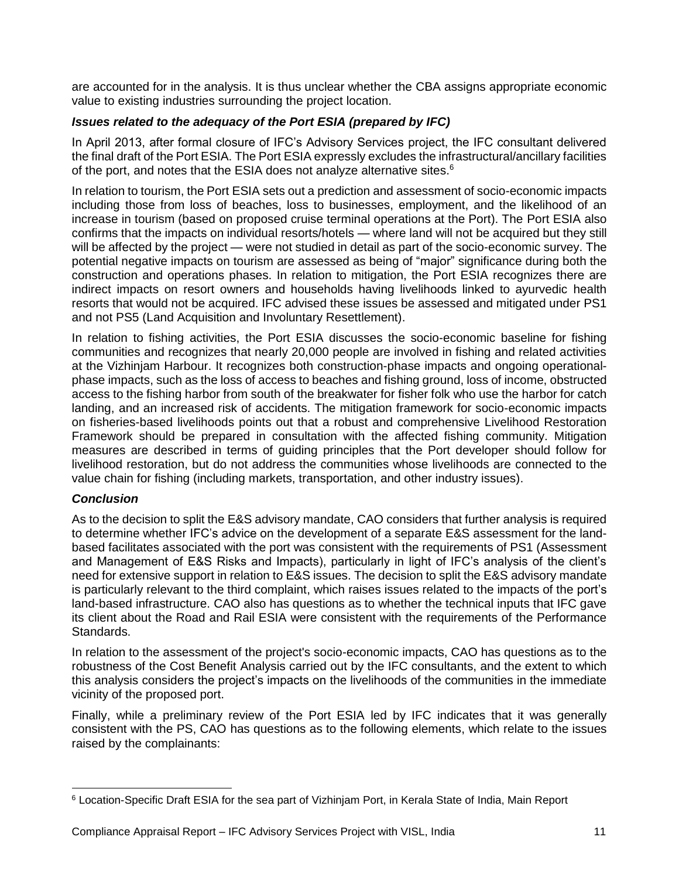are accounted for in the analysis. It is thus unclear whether the CBA assigns appropriate economic value to existing industries surrounding the project location.

### *Issues related to the adequacy of the Port ESIA (prepared by IFC)*

In April 2013, after formal closure of IFC's Advisory Services project, the IFC consultant delivered the final draft of the Port ESIA. The Port ESIA expressly excludes the infrastructural/ancillary facilities of the port, and notes that the ESIA does not analyze alternative sites.[6]

In relation to tourism, the Port ESIA sets out a prediction and assessment of socio-economic impacts including those from loss of beaches, loss to businesses, employment, and the likelihood of an increase in tourism (based on proposed cruise terminal operations at the Port). The Port ESIA also confirms that the impacts on individual resorts/hotels — where land will not be acquired but they still will be affected by the project — were not studied in detail as part of the socio-economic survey. The potential negative impacts on tourism are assessed as being of "major" significance during both the construction and operations phases. In relation to mitigation, the Port ESIA recognizes there are indirect impacts on resort owners and households having livelihoods linked to ayurvedic health resorts that would not be acquired. IFC advised these issues be assessed and mitigated under PS1 and not PS5 (Land Acquisition and Involuntary Resettlement).

In relation to fishing activities, the Port ESIA discusses the socio-economic baseline for fishing communities and recognizes that nearly 20,000 people are involved in fishing and related activities at the Vizhinjam Harbour. It recognizes both construction-phase impacts and ongoing operational-phase impacts, such as the loss of access to beaches and fishing ground, loss of income, obstructed access to the fishing harbor from south of the breakwater for fisher folk who use the harbor for catch landing, and an increased risk of accidents. The mitigation framework for socio-economic impacts on fisheries-based livelihoods points out that a robust and comprehensive Livelihood Restoration Framework should be prepared in consultation with the affected fishing community. Mitigation measures are described in terms of guiding principles that the Port developer should follow for livelihood restoration, but do not address the communities whose livelihoods are connected to the value chain for fishing (including markets, transportation, and other industry issues).

### *Conclusion*

As to the decision to split the E&S advisory mandate, CAO considers that further analysis is required to determine whether IFC's advice on the development of a separate E&S assessment for the land-based facilitates associated with the port was consistent with the requirements of PS1 (Assessment and Management of E&S Risks and Impacts), particularly in light of IFC's analysis of the client's need for extensive support in relation to E&S issues. The decision to split the E&S advisory mandate is particularly relevant to the third complaint, which raises issues related to the impacts of the port's land-based infrastructure. CAO also has questions as to whether the technical inputs that IFC gave its client about the Road and Rail ESIA were consistent with the requirements of the Performance Standards.

In relation to the assessment of the project's socio-economic impacts, CAO has questions as to the robustness of the Cost Benefit Analysis carried out by the IFC consultants, and the extent to which this analysis considers the project's impacts on the livelihoods of the communities in the immediate vicinity of the proposed port.

Finally, while a preliminary review of the Port ESIA led by IFC indicates that it was generally consistent with the PS, CAO has questions as to the following elements, which relate to the issues raised by the complainants:

---

[6] Location-Specific Draft ESIA for the sea part of Vizhinjam Port, in Kerala State of India, Main Report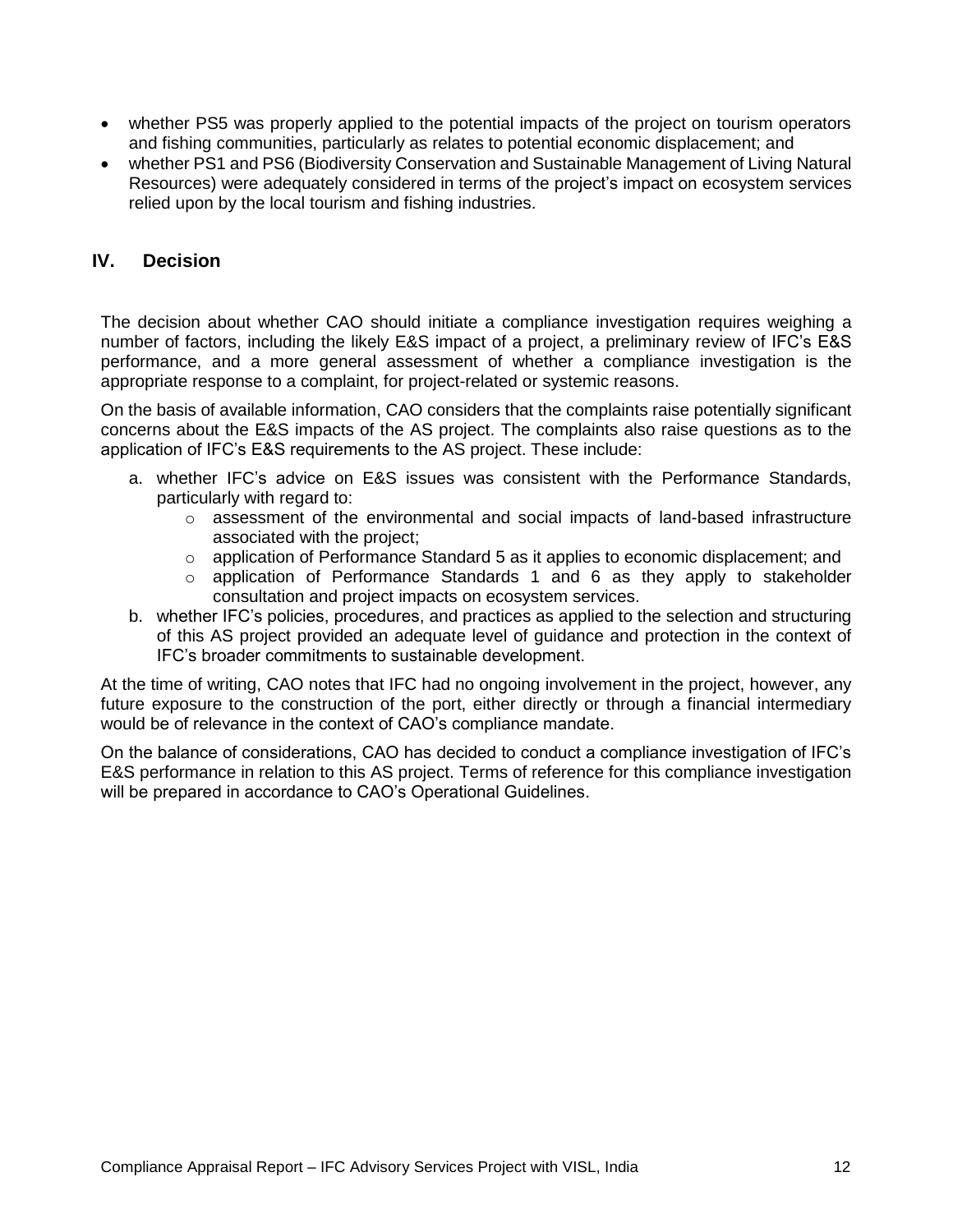- whether PS5 was properly applied to the potential impacts of the project on tourism operators and fishing communities, particularly as relates to potential economic displacement; and
- whether PS1 and PS6 (Biodiversity Conservation and Sustainable Management of Living Natural Resources) were adequately considered in terms of the project's impact on ecosystem services relied upon by the local tourism and fishing industries.

## IV. Decision

The decision about whether CAO should initiate a compliance investigation requires weighing a number of factors, including the likely E&S impact of a project, a preliminary review of IFC's E&S performance, and a more general assessment of whether a compliance investigation is the appropriate response to a complaint, for project-related or systemic reasons.

On the basis of available information, CAO considers that the complaints raise potentially significant concerns about the E&S impacts of the AS project. The complaints also raise questions as to the application of IFC's E&S requirements to the AS project. These include:

a. whether IFC's advice on E&S issues was consistent with the Performance Standards, particularly with regard to:
    - assessment of the environmental and social impacts of land-based infrastructure associated with the project;
    - application of Performance Standard 5 as it applies to economic displacement; and
    - application of Performance Standards 1 and 6 as they apply to stakeholder consultation and project impacts on ecosystem services.
b. whether IFC's policies, procedures, and practices as applied to the selection and structuring of this AS project provided an adequate level of guidance and protection in the context of IFC's broader commitments to sustainable development.

At the time of writing, CAO notes that IFC had no ongoing involvement in the project, however, any future exposure to the construction of the port, either directly or through a financial intermediary would be of relevance in the context of CAO's compliance mandate.

On the balance of considerations, CAO has decided to conduct a compliance investigation of IFC's E&S performance in relation to this AS project. Terms of reference for this compliance investigation will be prepared in accordance to CAO's Operational Guidelines.